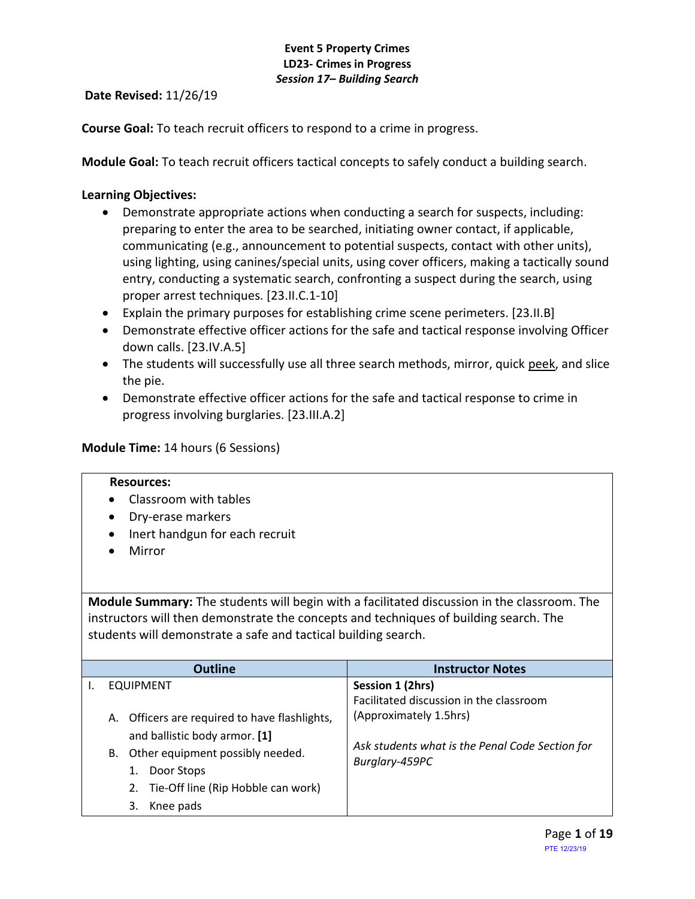**Event 5 Property Crimes**
**LD23- Crimes in Progress**
***Session 17– Building Search***

**Date Revised:** 11/26/19

**Course Goal:** To teach recruit officers to respond to a crime in progress.

**Module Goal:** To teach recruit officers tactical concepts to safely conduct a building search.

**Learning Objectives:**

- Demonstrate appropriate actions when conducting a search for suspects, including: preparing to enter the area to be searched, initiating owner contact, if applicable, communicating (e.g., announcement to potential suspects, contact with other units), using lighting, using canines/special units, using cover officers, making a tactically sound entry, conducting a systematic search, confronting a suspect during the search, using proper arrest techniques. [23.II.C.1-10]
- Explain the primary purposes for establishing crime scene perimeters. [23.II.B]
- Demonstrate effective officer actions for the safe and tactical response involving Officer down calls. [23.IV.A.5]
- The students will successfully use all three search methods, mirror, quick peek, and slice the pie.
- Demonstrate effective officer actions for the safe and tactical response to crime in progress involving burglaries. [23.III.A.2]

**Module Time:** 14 hours (6 Sessions)

**Resources:**

- Classroom with tables
- Dry-erase markers
- Inert handgun for each recruit
- Mirror

**Module Summary:** The students will begin with a facilitated discussion in the classroom. The instructors will then demonstrate the concepts and techniques of building search. The students will demonstrate a safe and tactical building search.

| Outline | Instructor Notes |
| --- | --- |
| I. EQUIPMENT<br><br>A. Officers are required to have flashlights, and ballistic body armor. **[1]**<br>B. Other equipment possibly needed.<br>1. Door Stops<br>2. Tie-Off line (Rip Hobble can work)<br>3. Knee pads | **Session 1 (2hrs)**<br>Facilitated discussion in the classroom (Approximately 1.5hrs)<br><br>*Ask students what is the Penal Code Section for Burglary-459PC* |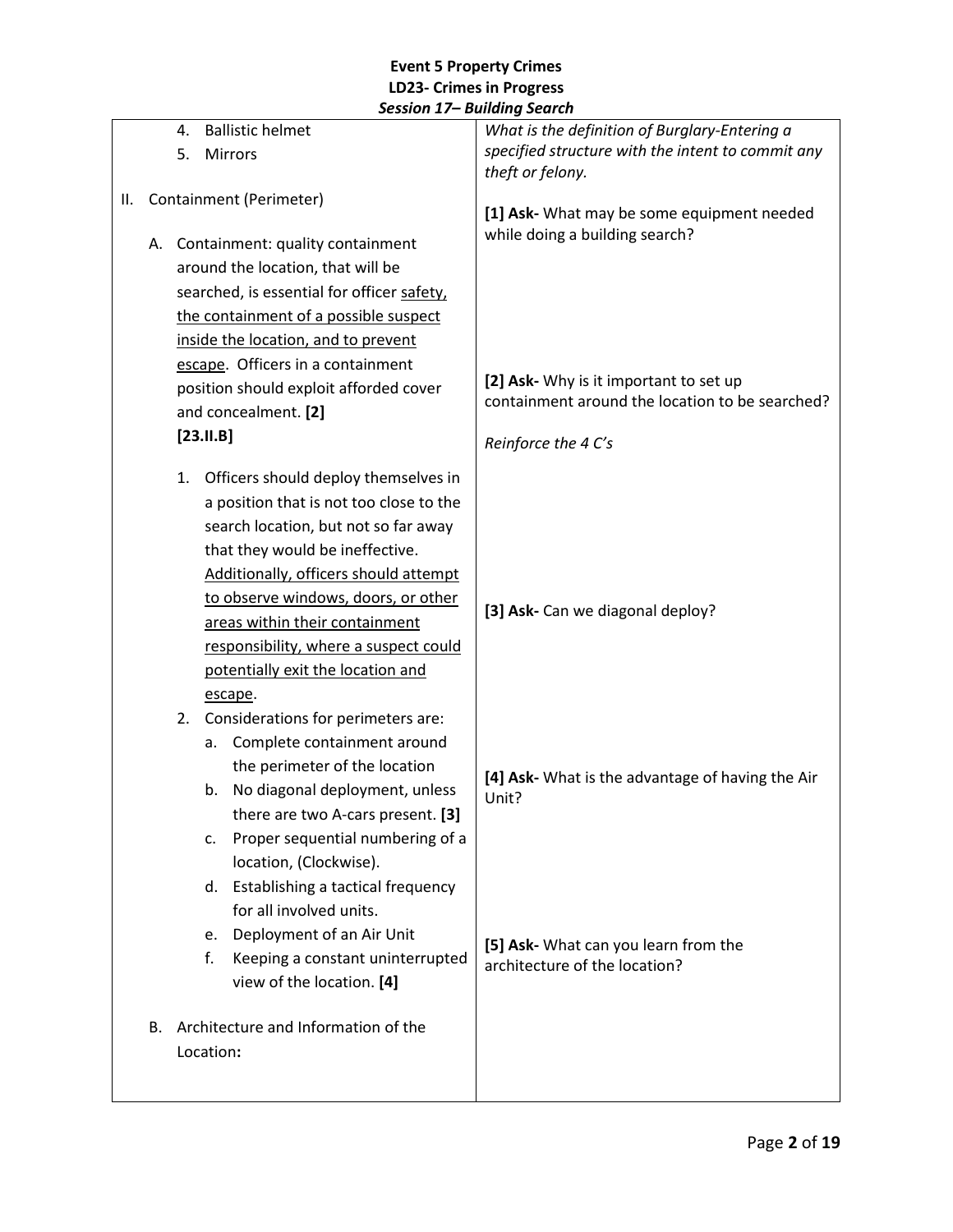**Event 5 Property Crimes**
**LD23- Crimes in Progress**
***Session 17– Building Search***

| | |
|---|---|
| 4. Ballistic helmet<br>5. Mirrors<br><br>II. Containment (Perimeter)<br><br>A. Containment: quality containment around the location, that will be searched, is essential for officer safety, the containment of a possible suspect inside the location, and to prevent escape. Officers in a containment position should exploit afforded cover and concealment. **[2]**<br>**[23.II.B]**<br><br>1. Officers should deploy themselves in a position that is not too close to the search location, but not so far away that they would be ineffective. Additionally, officers should attempt to observe windows, doors, or other areas within their containment responsibility, where a suspect could potentially exit the location and escape.<br>2. Considerations for perimeters are:<br>a. Complete containment around the perimeter of the location<br>b. No diagonal deployment, unless there are two A-cars present. **[3]**<br>c. Proper sequential numbering of a location, (Clockwise).<br>d. Establishing a tactical frequency for all involved units.<br>e. Deployment of an Air Unit<br>f. Keeping a constant uninterrupted view of the location. **[4]**<br><br>B. Architecture and Information of the Location**:** | *What is the definition of Burglary-Entering a specified structure with the intent to commit any theft or felony.*<br><br>**[1] Ask-** What may be some equipment needed while doing a building search?<br><br>**[2] Ask-** Why is it important to set up containment around the location to be searched?<br><br>*Reinforce the 4 C's*<br><br>**[3] Ask-** Can we diagonal deploy?<br><br>**[4] Ask-** What is the advantage of having the Air Unit?<br><br>**[5] Ask-** What can you learn from the architecture of the location? |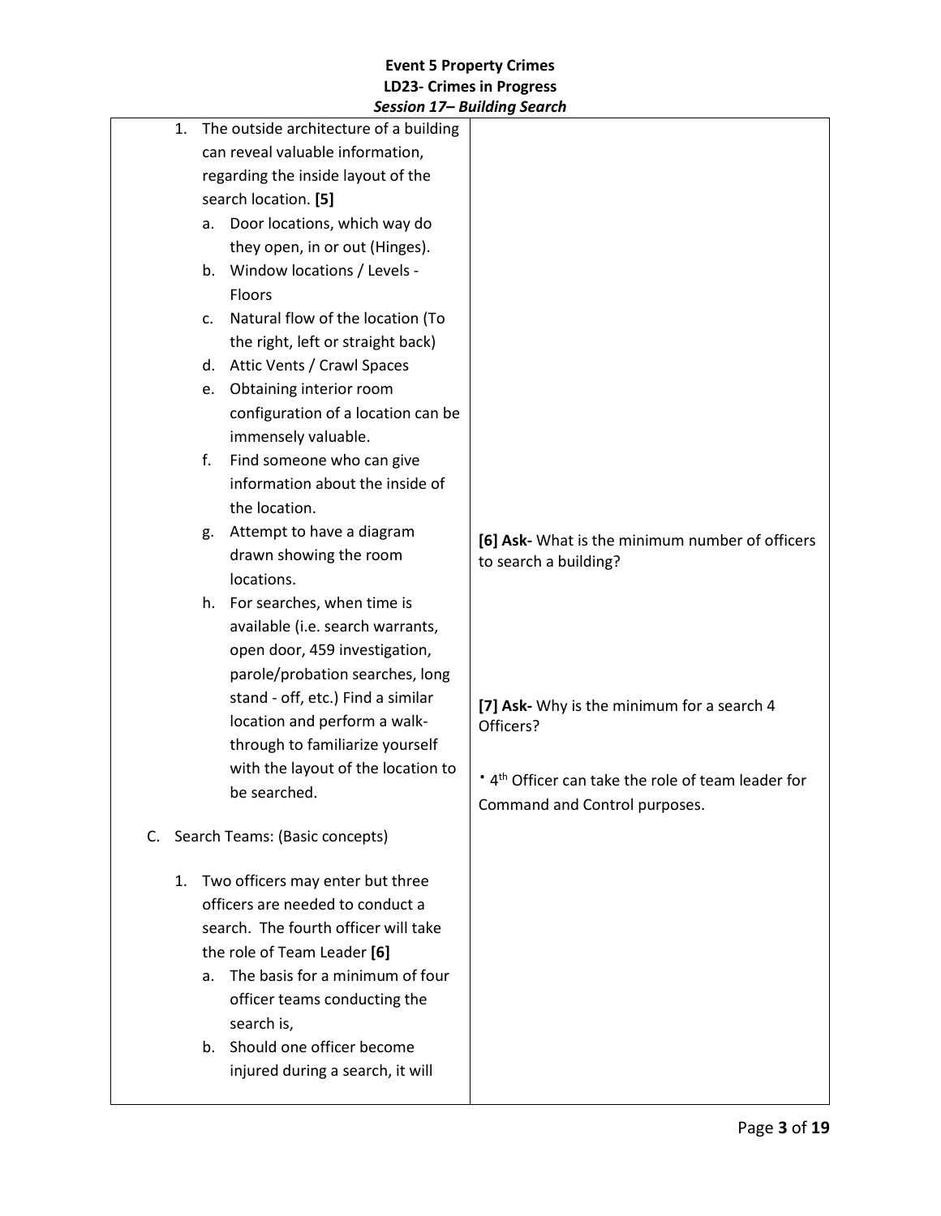| | |
|---|---|
| 1. The outside architecture of a building can reveal valuable information, regarding the inside layout of the search location. **[5]**<br>a. Door locations, which way do they open, in or out (Hinges).<br>b. Window locations / Levels - Floors<br>c. Natural flow of the location (To the right, left or straight back)<br>d. Attic Vents / Crawl Spaces<br>e. Obtaining interior room configuration of a location can be immensely valuable.<br>f. Find someone who can give information about the inside of the location.<br>g. Attempt to have a diagram drawn showing the room locations.<br>h. For searches, when time is available (i.e. search warrants, open door, 459 investigation, parole/probation searches, long stand - off, etc.) Find a similar location and perform a walk-through to familiarize yourself with the layout of the location to be searched.<br><br>C. Search Teams: (Basic concepts)<br><br>1. Two officers may enter but three officers are needed to conduct a search. The fourth officer will take the role of Team Leader **[6]**<br>a. The basis for a minimum of four officer teams conducting the search is,<br>b. Should one officer become injured during a search, it will | **[6] Ask-** What is the minimum number of officers to search a building?<br><br>**[7] Ask-** Why is the minimum for a search 4 Officers?<br><br>• 4th Officer can take the role of team leader for Command and Control purposes. |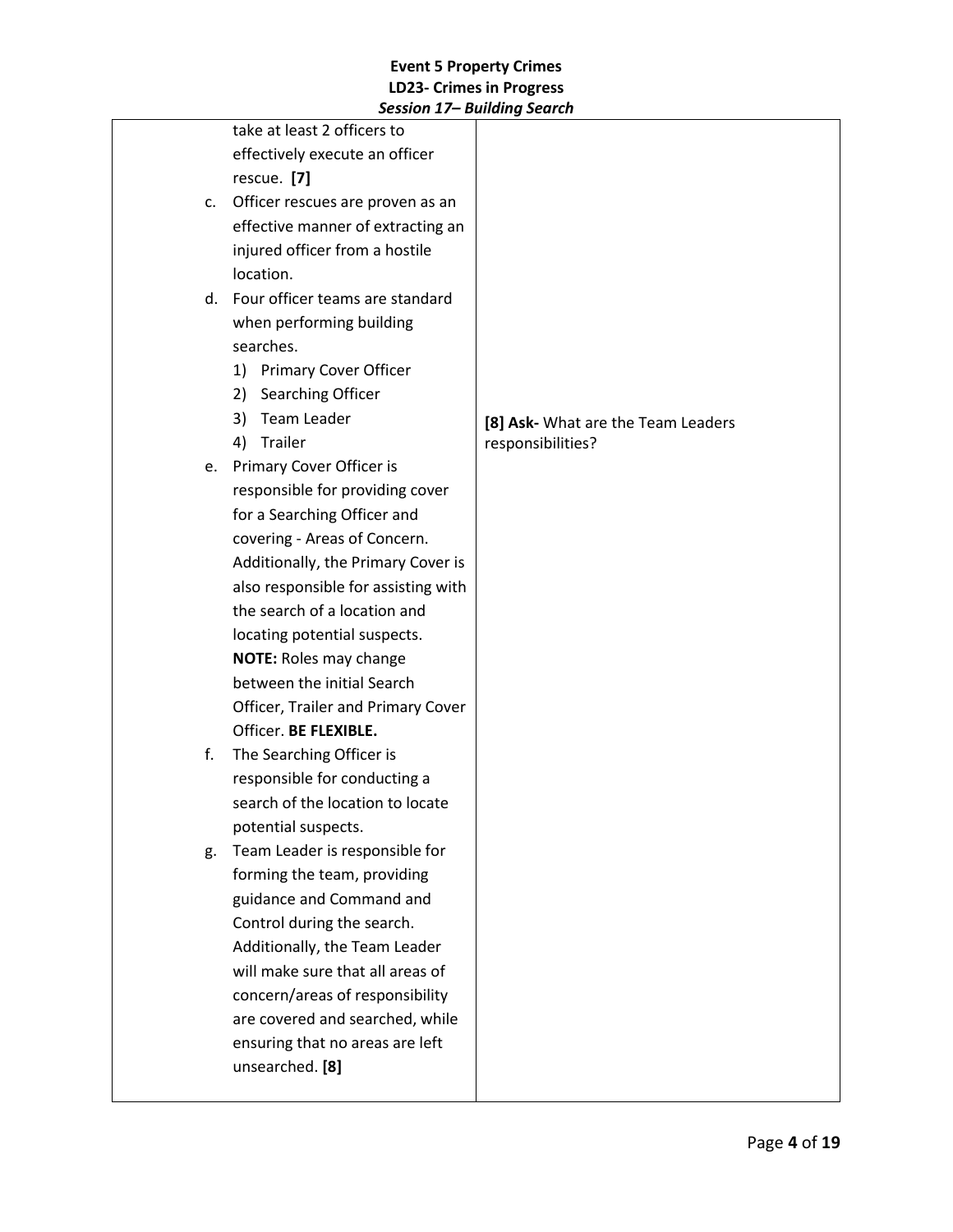| | |
|---|---|
| take at least 2 officers to effectively execute an officer rescue. **[7]**<br>c. Officer rescues are proven as an effective manner of extracting an injured officer from a hostile location.<br>d. Four officer teams are standard when performing building searches.<br>&nbsp;&nbsp;&nbsp;1) Primary Cover Officer<br>&nbsp;&nbsp;&nbsp;2) Searching Officer<br>&nbsp;&nbsp;&nbsp;3) Team Leader<br>&nbsp;&nbsp;&nbsp;4) Trailer<br>e. Primary Cover Officer is responsible for providing cover for a Searching Officer and covering - Areas of Concern. Additionally, the Primary Cover is also responsible for assisting with the search of a location and locating potential suspects. **NOTE:** Roles may change between the initial Search Officer, Trailer and Primary Cover Officer. **BE FLEXIBLE.**<br>f. The Searching Officer is responsible for conducting a search of the location to locate potential suspects.<br>g. Team Leader is responsible for forming the team, providing guidance and Command and Control during the search. Additionally, the Team Leader will make sure that all areas of concern/areas of responsibility are covered and searched, while ensuring that no areas are left unsearched. **[8]** | **[8] Ask-** What are the Team Leaders responsibilities? |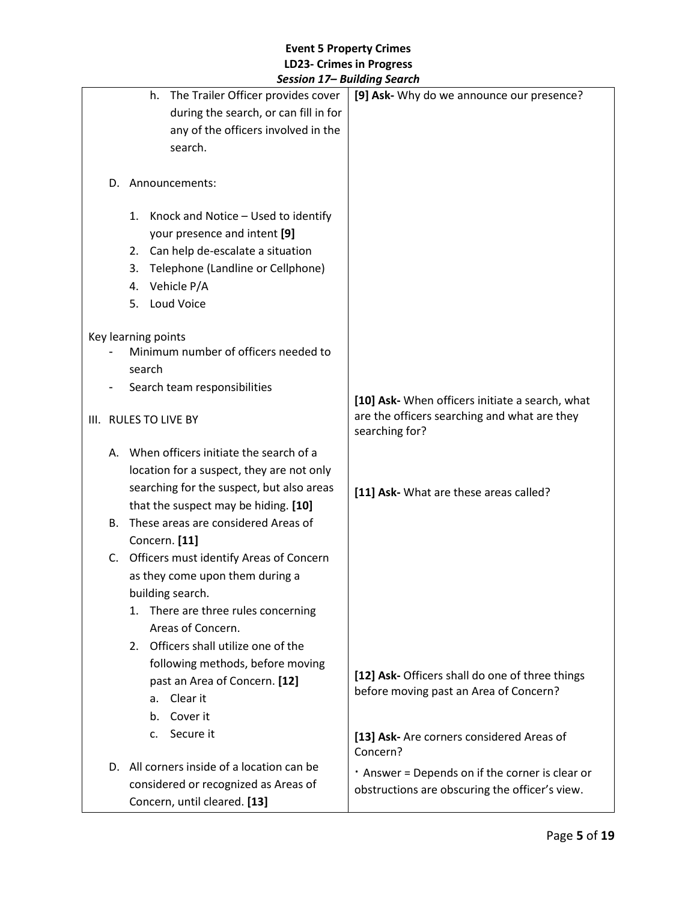| | |
|---|---|
| h. The Trailer Officer provides cover during the search, or can fill in for any of the officers involved in the search.<br><br>D. Announcements:<br><br>1. Knock and Notice – Used to identify your presence and intent **[9]**<br>2. Can help de-escalate a situation<br>3. Telephone (Landline or Cellphone)<br>4. Vehicle P/A<br>5. Loud Voice<br><br>Key learning points<br>- Minimum number of officers needed to search<br>- Search team responsibilities<br><br>III. RULES TO LIVE BY<br><br>A. When officers initiate the search of a location for a suspect, they are not only searching for the suspect, but also areas that the suspect may be hiding. **[10]**<br>B. These areas are considered Areas of Concern. **[11]**<br>C. Officers must identify Areas of Concern as they come upon them during a building search.<br>1. There are three rules concerning Areas of Concern.<br>2. Officers shall utilize one of the following methods, before moving past an Area of Concern. **[12]**<br>a. Clear it<br>b. Cover it<br>c. Secure it<br><br>D. All corners inside of a location can be considered or recognized as Areas of Concern, until cleared. **[13]** | **[9] Ask-** Why do we announce our presence?<br><br>**[10] Ask-** When officers initiate a search, what are the officers searching and what are they searching for?<br><br>**[11] Ask-** What are these areas called?<br><br>**[12] Ask-** Officers shall do one of three things before moving past an Area of Concern?<br><br>**[13] Ask-** Are corners considered Areas of Concern?<br>· Answer = Depends on if the corner is clear or obstructions are obscuring the officer's view. |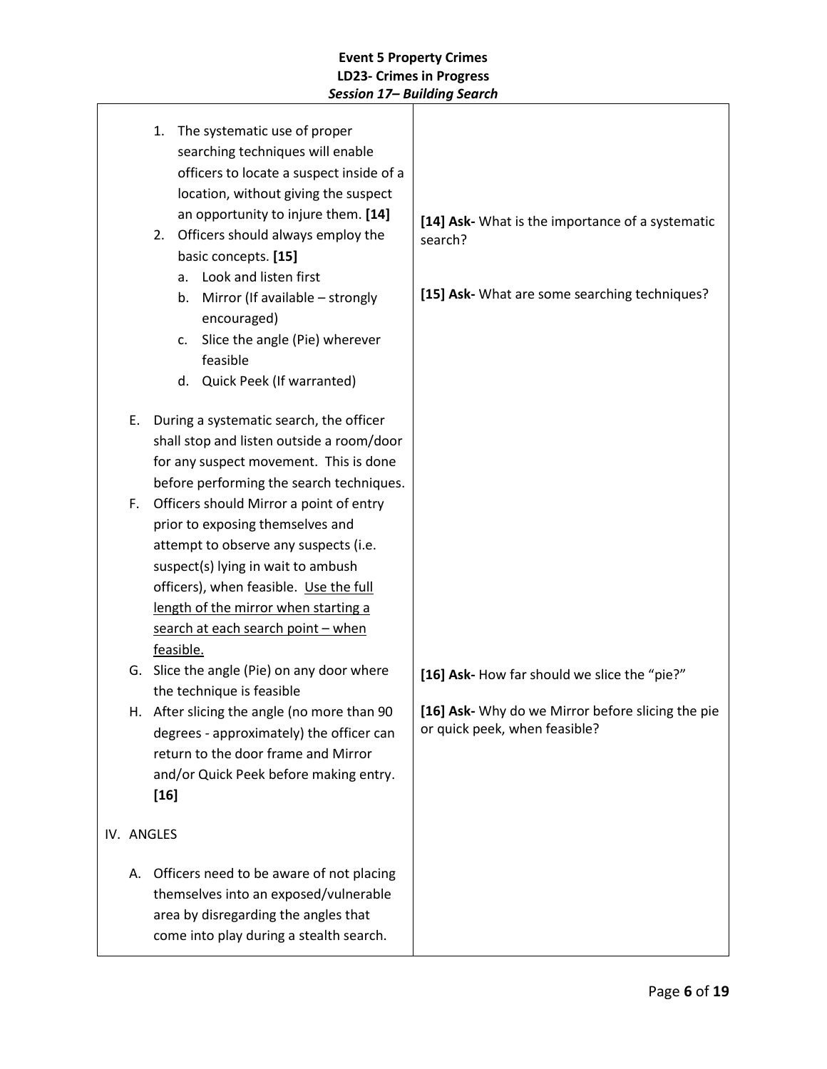| | |
|---|---|
| 1. The systematic use of proper searching techniques will enable officers to locate a suspect inside of a location, without giving the suspect an opportunity to injure them. **[14]**<br>2. Officers should always employ the basic concepts. **[15]**<br>a. Look and listen first<br>b. Mirror (If available – strongly encouraged)<br>c. Slice the angle (Pie) wherever feasible<br>d. Quick Peek (If warranted) | **[14] Ask-** What is the importance of a systematic search?<br><br>**[15] Ask-** What are some searching techniques? |
| E. During a systematic search, the officer shall stop and listen outside a room/door for any suspect movement. This is done before performing the search techniques.<br>F. Officers should Mirror a point of entry prior to exposing themselves and attempt to observe any suspects (i.e. suspect(s) lying in wait to ambush officers), when feasible. <u>Use the full length of the mirror when starting a search at each search point – when feasible.</u><br>G. Slice the angle (Pie) on any door where the technique is feasible<br>H. After slicing the angle (no more than 90 degrees - approximately) the officer can return to the door frame and Mirror and/or Quick Peek before making entry. **[16]** | **[16] Ask-** How far should we slice the "pie?"<br><br>**[16] Ask-** Why do we Mirror before slicing the pie or quick peek, when feasible? |
| IV. ANGLES<br><br>A. Officers need to be aware of not placing themselves into an exposed/vulnerable area by disregarding the angles that come into play during a stealth search. | |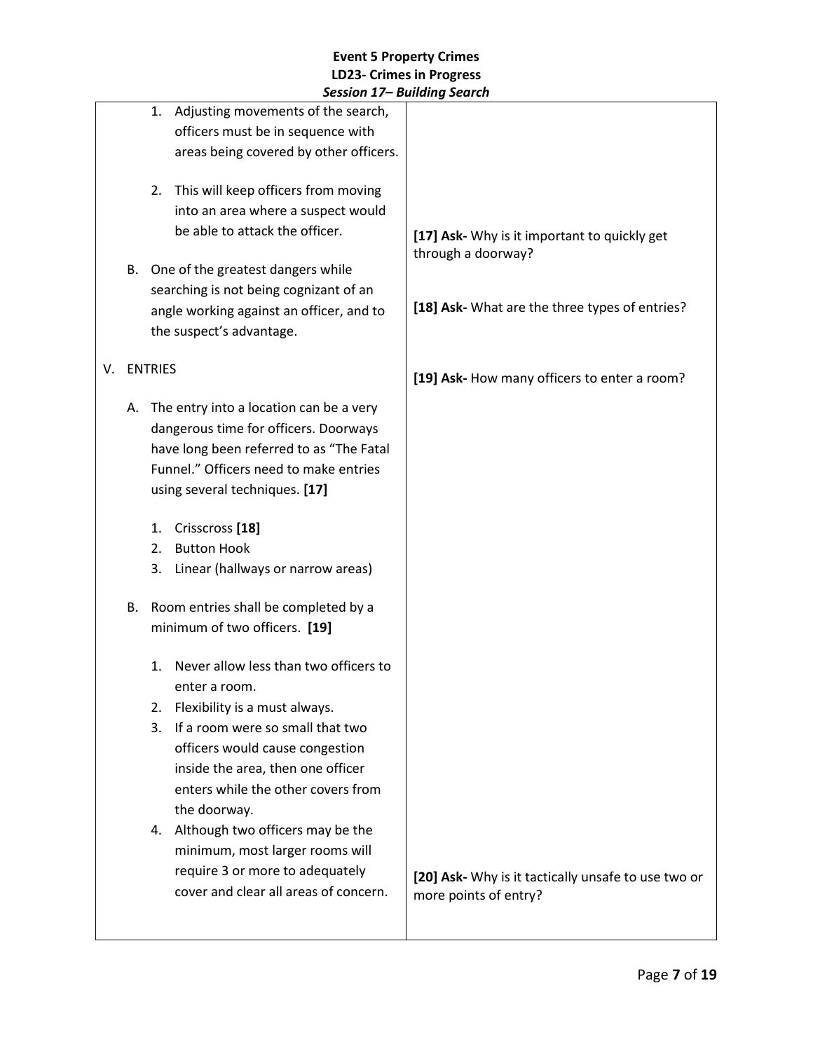| | |
|---|---|
| 1. Adjusting movements of the search, officers must be in sequence with areas being covered by other officers.<br><br>2. This will keep officers from moving into an area where a suspect would be able to attack the officer.<br><br>B. One of the greatest dangers while searching is not being cognizant of an angle working against an officer, and to the suspect's advantage.<br><br>V. ENTRIES<br><br>A. The entry into a location can be a very dangerous time for officers. Doorways have long been referred to as "The Fatal Funnel." Officers need to make entries using several techniques. **[17]**<br><br>1. Crisscross **[18]**<br>2. Button Hook<br>3. Linear (hallways or narrow areas)<br><br>B. Room entries shall be completed by a minimum of two officers. **[19]**<br><br>1. Never allow less than two officers to enter a room.<br>2. Flexibility is a must always.<br>3. If a room were so small that two officers would cause congestion inside the area, then one officer enters while the other covers from the doorway.<br>4. Although two officers may be the minimum, most larger rooms will require 3 or more to adequately cover and clear all areas of concern. | **[17] Ask-** Why is it important to quickly get through a doorway?<br><br>**[18] Ask-** What are the three types of entries?<br><br>**[19] Ask-** How many officers to enter a room?<br><br>**[20] Ask-** Why is it tactically unsafe to use two or more points of entry? |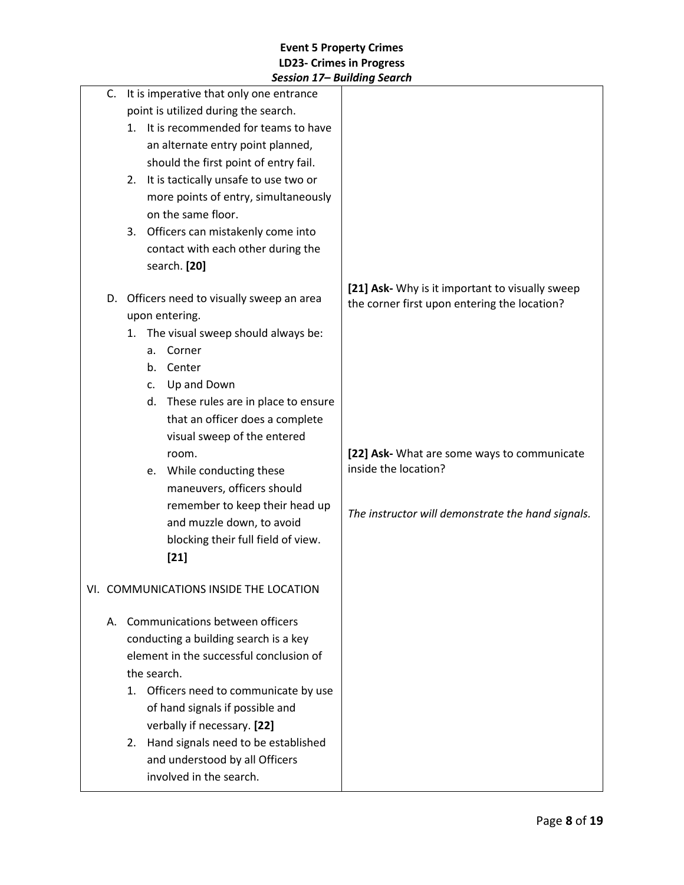| | |
|---|---|
| C. It is imperative that only one entrance point is utilized during the search.<br>1. It is recommended for teams to have an alternate entry point planned, should the first point of entry fail.<br>2. It is tactically unsafe to use two or more points of entry, simultaneously on the same floor.<br>3. Officers can mistakenly come into contact with each other during the search. **[20]** | |
| D. Officers need to visually sweep an area upon entering.<br>1. The visual sweep should always be:<br>a. Corner<br>b. Center<br>c. Up and Down<br>d. These rules are in place to ensure that an officer does a complete visual sweep of the entered room.<br>e. While conducting these maneuvers, officers should remember to keep their head up and muzzle down, to avoid blocking their full field of view. **[21]** | **[21] Ask-** Why is it important to visually sweep the corner first upon entering the location?<br><br>**[22] Ask-** What are some ways to communicate inside the location?<br><br>*The instructor will demonstrate the hand signals.* |
| VI. COMMUNICATIONS INSIDE THE LOCATION<br><br>A. Communications between officers conducting a building search is a key element in the successful conclusion of the search.<br>1. Officers need to communicate by use of hand signals if possible and verbally if necessary. **[22]**<br>2. Hand signals need to be established and understood by all Officers involved in the search. | |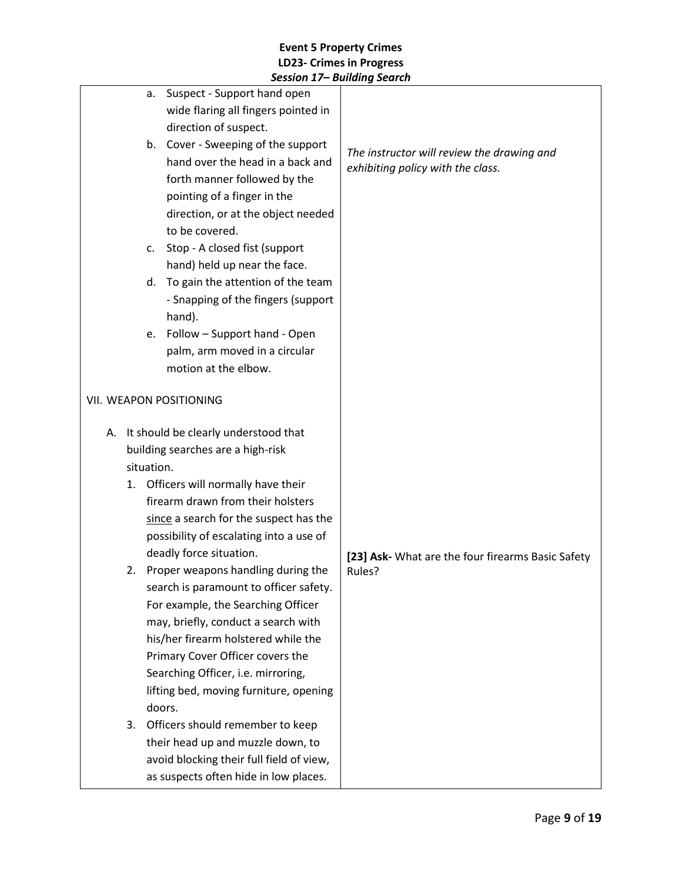| | |
|---|---|
| a. Suspect - Support hand open wide flaring all fingers pointed in direction of suspect.<br>b. Cover - Sweeping of the support hand over the head in a back and forth manner followed by the pointing of a finger in the direction, or at the object needed to be covered.<br>c. Stop - A closed fist (support hand) held up near the face.<br>d. To gain the attention of the team - Snapping of the fingers (support hand).<br>e. Follow – Support hand - Open palm, arm moved in a circular motion at the elbow. | *The instructor will review the drawing and exhibiting policy with the class.* |
| VII. WEAPON POSITIONING<br><br>A. It should be clearly understood that building searches are a high-risk situation.<br>1. Officers will normally have their firearm drawn from their holsters <u>since</u> a search for the suspect has the possibility of escalating into a use of deadly force situation.<br>2. Proper weapons handling during the search is paramount to officer safety. For example, the Searching Officer may, briefly, conduct a search with his/her firearm holstered while the Primary Cover Officer covers the Searching Officer, i.e. mirroring, lifting bed, moving furniture, opening doors.<br>3. Officers should remember to keep their head up and muzzle down, to avoid blocking their full field of view, as suspects often hide in low places. | **[23] Ask-** What are the four firearms Basic Safety Rules? |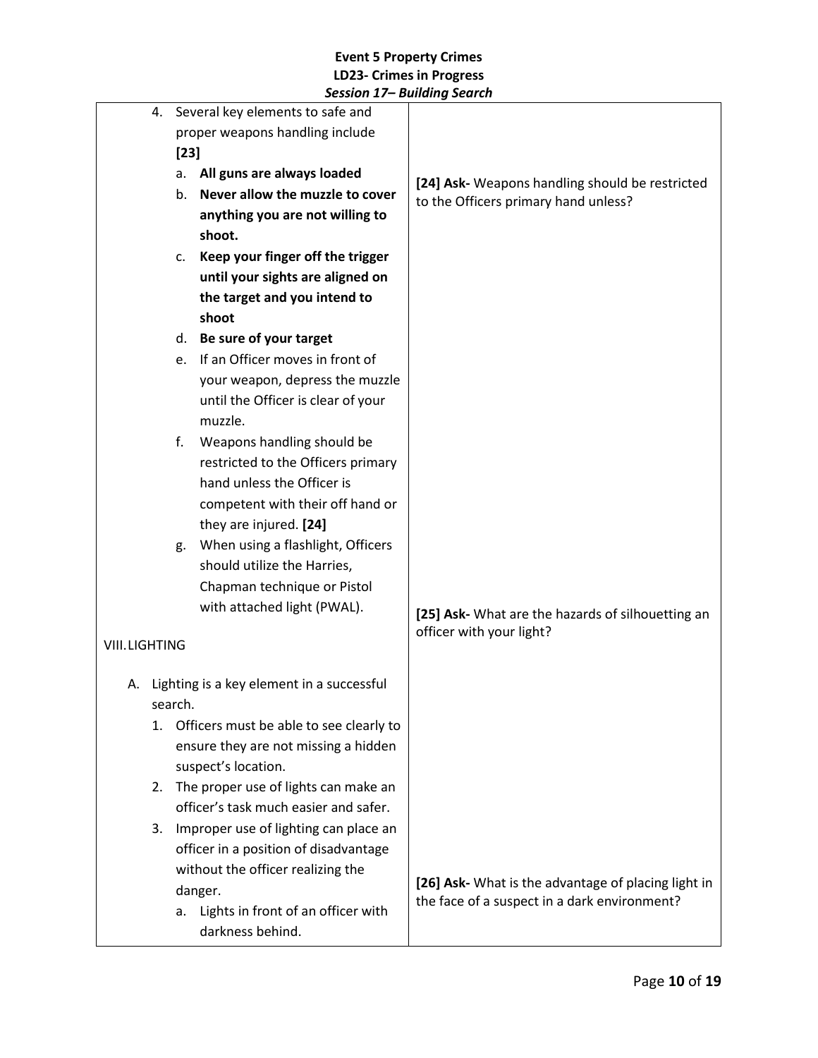| | |
|---|---|
| 4. Several key elements to safe and proper weapons handling include **[23]**<br>a. **All guns are always loaded**<br>b. **Never allow the muzzle to cover anything you are not willing to shoot.**<br>c. **Keep your finger off the trigger until your sights are aligned on the target and you intend to shoot**<br>d. **Be sure of your target**<br>e. If an Officer moves in front of your weapon, depress the muzzle until the Officer is clear of your muzzle.<br>f. Weapons handling should be restricted to the Officers primary hand unless the Officer is competent with their off hand or they are injured. **[24]**<br>g. When using a flashlight, Officers should utilize the Harries, Chapman technique or Pistol with attached light (PWAL). | **[24] Ask-** Weapons handling should be restricted to the Officers primary hand unless? |
| VIII. LIGHTING<br><br>A. Lighting is a key element in a successful search.<br>1. Officers must be able to see clearly to ensure they are not missing a hidden suspect's location.<br>2. The proper use of lights can make an officer's task much easier and safer.<br>3. Improper use of lighting can place an officer in a position of disadvantage without the officer realizing the danger.<br>a. Lights in front of an officer with darkness behind. | **[25] Ask-** What are the hazards of silhouetting an officer with your light?<br><br>**[26] Ask-** What is the advantage of placing light in the face of a suspect in a dark environment? |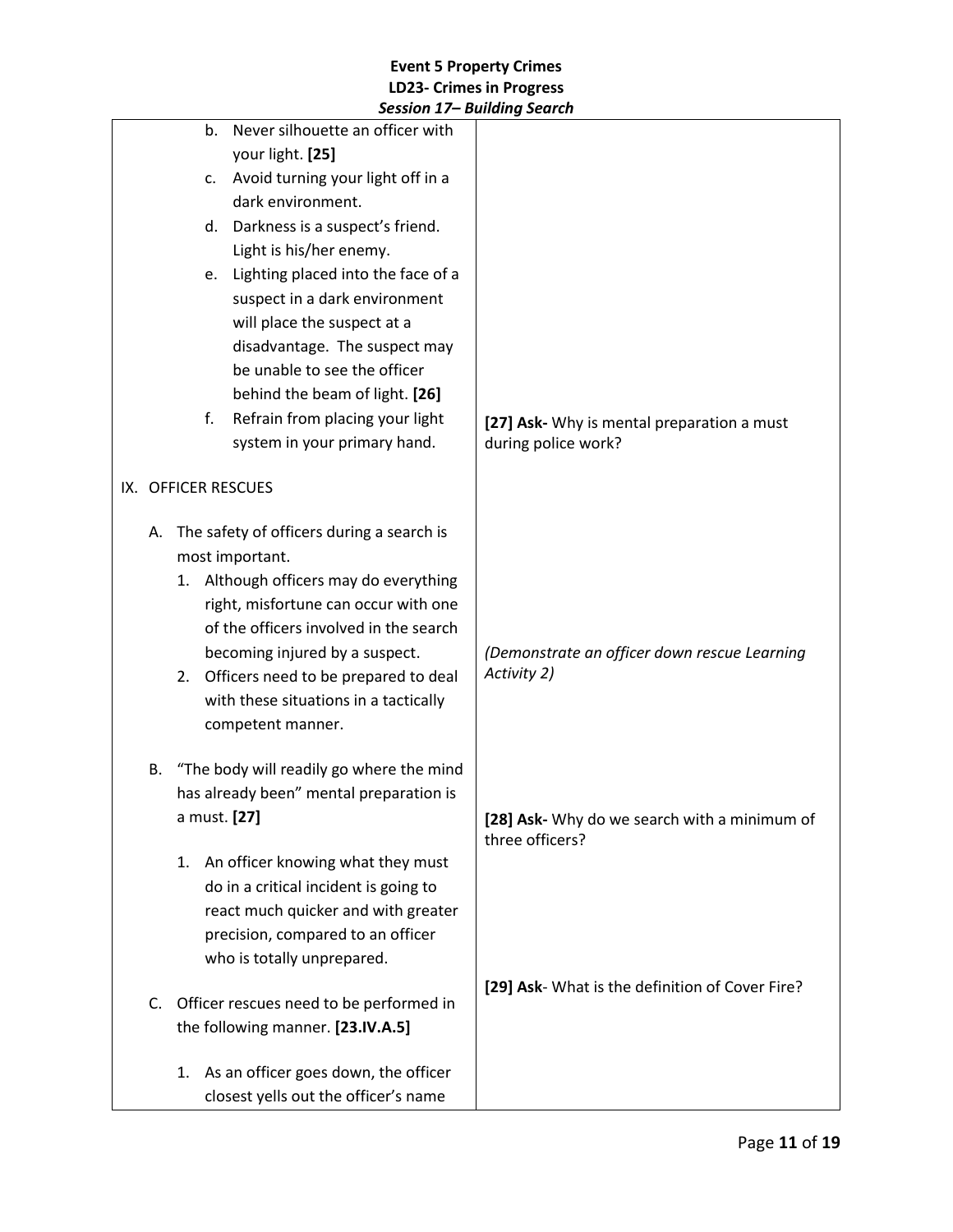| | |
|---|---|
| b. Never silhouette an officer with your light. **[25]**<br>c. Avoid turning your light off in a dark environment.<br>d. Darkness is a suspect's friend. Light is his/her enemy.<br>e. Lighting placed into the face of a suspect in a dark environment will place the suspect at a disadvantage. The suspect may be unable to see the officer behind the beam of light. **[26]**<br>f. Refrain from placing your light system in your primary hand. | **[27] Ask-** Why is mental preparation a must during police work? |
| IX. OFFICER RESCUES<br><br>A. The safety of officers during a search is most important.<br>1. Although officers may do everything right, misfortune can occur with one of the officers involved in the search becoming injured by a suspect.<br>2. Officers need to be prepared to deal with these situations in a tactically competent manner. | *(Demonstrate an officer down rescue Learning Activity 2)* |
| B. "The body will readily go where the mind has already been" mental preparation is a must. **[27]**<br><br>1. An officer knowing what they must do in a critical incident is going to react much quicker and with greater precision, compared to an officer who is totally unprepared. | **[28] Ask-** Why do we search with a minimum of three officers? |
| C. Officer rescues need to be performed in the following manner. **[23.IV.A.5]**<br><br>1. As an officer goes down, the officer closest yells out the officer's name | **[29] Ask**- What is the definition of Cover Fire? |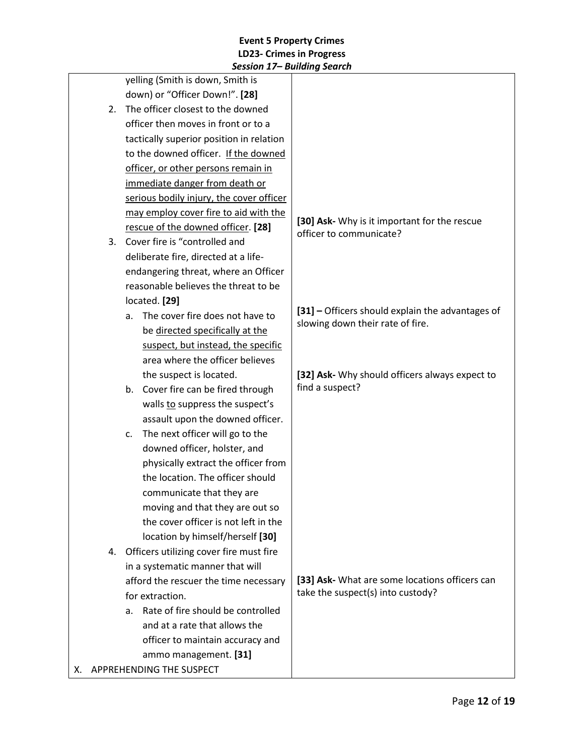| | |
|---|---|
| yelling (Smith is down, Smith is down) or "Officer Down!". **[28]**<br>2. The officer closest to the downed officer then moves in front or to a tactically superior position in relation to the downed officer. <u>If the downed officer, or other persons remain in immediate danger from death or serious bodily injury, the cover officer may employ cover fire to aid with the rescue of the downed officer</u>. **[28]**<br>3. Cover fire is "controlled and deliberate fire, directed at a life-endangering threat, where an Officer reasonable believes the threat to be located. **[29]**<br>a. The cover fire does not have to be <u>directed specifically at the suspect, but instead, the specific</u> area where the officer believes the suspect is located.<br>b. Cover fire can be fired through walls <u>to</u> suppress the suspect's assault upon the downed officer.<br>c. The next officer will go to the downed officer, holster, and physically extract the officer from the location. The officer should communicate that they are moving and that they are out so the cover officer is not left in the location by himself/herself **[30]**<br>4. Officers utilizing cover fire must fire in a systematic manner that will afford the rescuer the time necessary for extraction.<br>a. Rate of fire should be controlled and at a rate that allows the officer to maintain accuracy and ammo management. **[31]**<br>X. APPREHENDING THE SUSPECT | **[30] Ask-** Why is it important for the rescue officer to communicate?<br><br>**[31] –** Officers should explain the advantages of slowing down their rate of fire.<br><br>**[32] Ask-** Why should officers always expect to find a suspect?<br><br>**[33] Ask-** What are some locations officers can take the suspect(s) into custody? |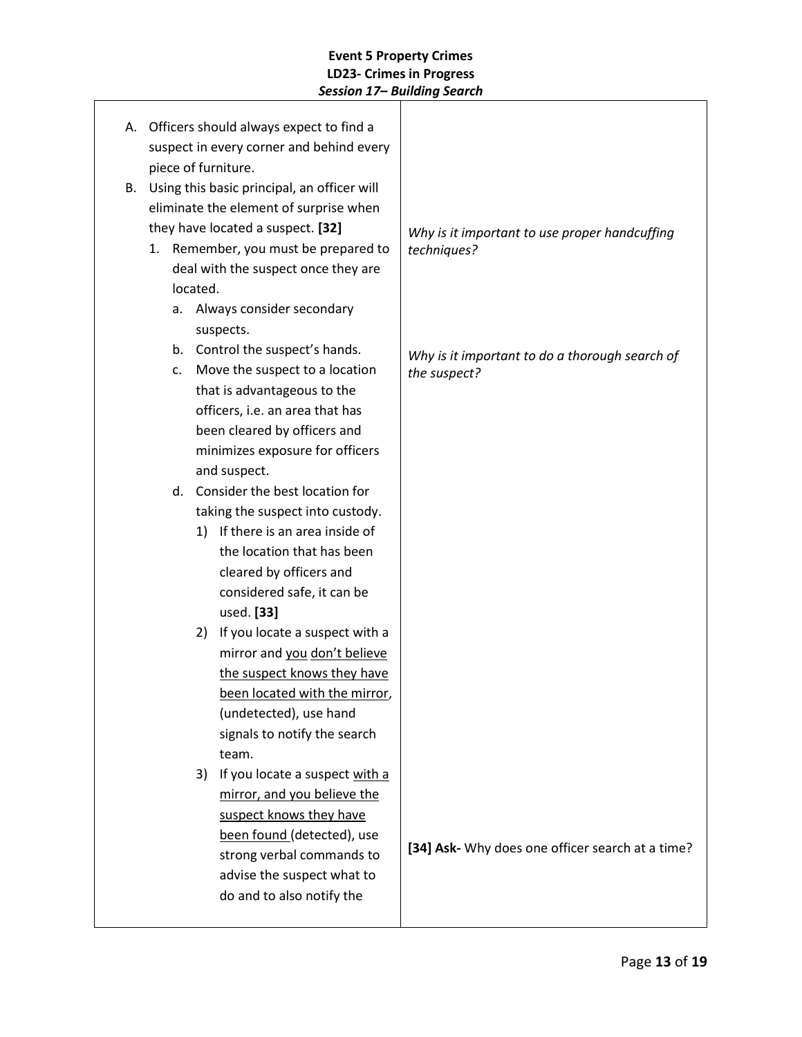**Event 5 Property Crimes**
**LD23- Crimes in Progress**
***Session 17– Building Search***

| | |
|---|---|
| A. Officers should always expect to find a suspect in every corner and behind every piece of furniture.<br>B. Using this basic principal, an officer will eliminate the element of surprise when they have located a suspect. **[32]**<br>&nbsp;&nbsp;&nbsp;1. Remember, you must be prepared to deal with the suspect once they are located.<br>&nbsp;&nbsp;&nbsp;&nbsp;&nbsp;&nbsp;a. Always consider secondary suspects.<br>&nbsp;&nbsp;&nbsp;&nbsp;&nbsp;&nbsp;b. Control the suspect's hands.<br>&nbsp;&nbsp;&nbsp;&nbsp;&nbsp;&nbsp;c. Move the suspect to a location that is advantageous to the officers, i.e. an area that has been cleared by officers and minimizes exposure for officers and suspect.<br>&nbsp;&nbsp;&nbsp;&nbsp;&nbsp;&nbsp;d. Consider the best location for taking the suspect into custody.<br>&nbsp;&nbsp;&nbsp;&nbsp;&nbsp;&nbsp;&nbsp;&nbsp;&nbsp;1) If there is an area inside of the location that has been cleared by officers and considered safe, it can be used. **[33]**<br>&nbsp;&nbsp;&nbsp;&nbsp;&nbsp;&nbsp;&nbsp;&nbsp;&nbsp;2) If you locate a suspect with a mirror and <u>you</u> <u>don't believe the suspect knows they have been located with the mirror</u>, (undetected), use hand signals to notify the search team.<br>&nbsp;&nbsp;&nbsp;&nbsp;&nbsp;&nbsp;&nbsp;&nbsp;&nbsp;3) If you locate a suspect <u>with a mirror, and you believe the suspect knows they have been found</u> (detected), use strong verbal commands to advise the suspect what to do and to also notify the | *Why is it important to use proper handcuffing techniques?*<br><br>*Why is it important to do a thorough search of the suspect?*<br><br>**[34] Ask-** Why does one officer search at a time? |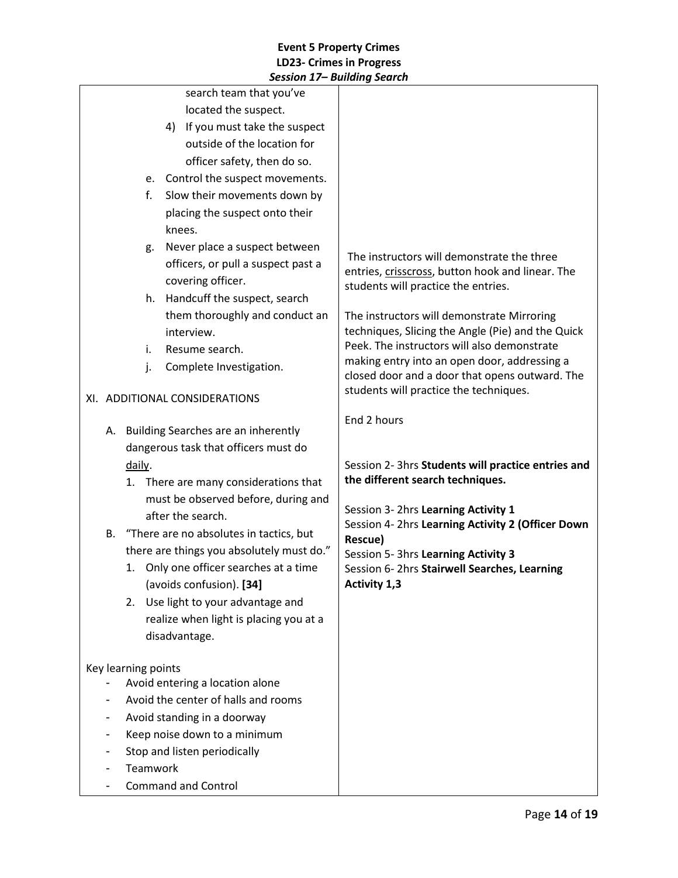**Event 5 Property Crimes**
**LD23- Crimes in Progress**
***Session 17– Building Search***

| | |
|---|---|
| search team that you've located the suspect.<br>4) If you must take the suspect outside of the location for officer safety, then do so.<br>e. Control the suspect movements.<br>f. Slow their movements down by placing the suspect onto their knees.<br>g. Never place a suspect between officers, or pull a suspect past a covering officer.<br>h. Handcuff the suspect, search them thoroughly and conduct an interview.<br>i. Resume search.<br>j. Complete Investigation.<br><br>XI. ADDITIONAL CONSIDERATIONS<br><br>A. Building Searches are an inherently dangerous task that officers must do daily.<br>1. There are many considerations that must be observed before, during and after the search.<br>B. "There are no absolutes in tactics, but there are things you absolutely must do."<br>1. Only one officer searches at a time (avoids confusion). **[34]**<br>2. Use light to your advantage and realize when light is placing you at a disadvantage.<br><br>Key learning points<br>- Avoid entering a location alone<br>- Avoid the center of halls and rooms<br>- Avoid standing in a doorway<br>- Keep noise down to a minimum<br>- Stop and listen periodically<br>- Teamwork<br>- Command and Control | The instructors will demonstrate the three entries, crisscross, button hook and linear. The students will practice the entries.<br><br>The instructors will demonstrate Mirroring techniques, Slicing the Angle (Pie) and the Quick Peek. The instructors will also demonstrate making entry into an open door, addressing a closed door and a door that opens outward. The students will practice the techniques.<br><br>End 2 hours<br><br>Session 2- 3hrs **Students will practice entries and the different search techniques.**<br><br>Session 3- 2hrs **Learning Activity 1**<br>Session 4- 2hrs **Learning Activity 2 (Officer Down Rescue)**<br>Session 5- 3hrs **Learning Activity 3**<br>Session 6- 2hrs **Stairwell Searches, Learning Activity 1,3** |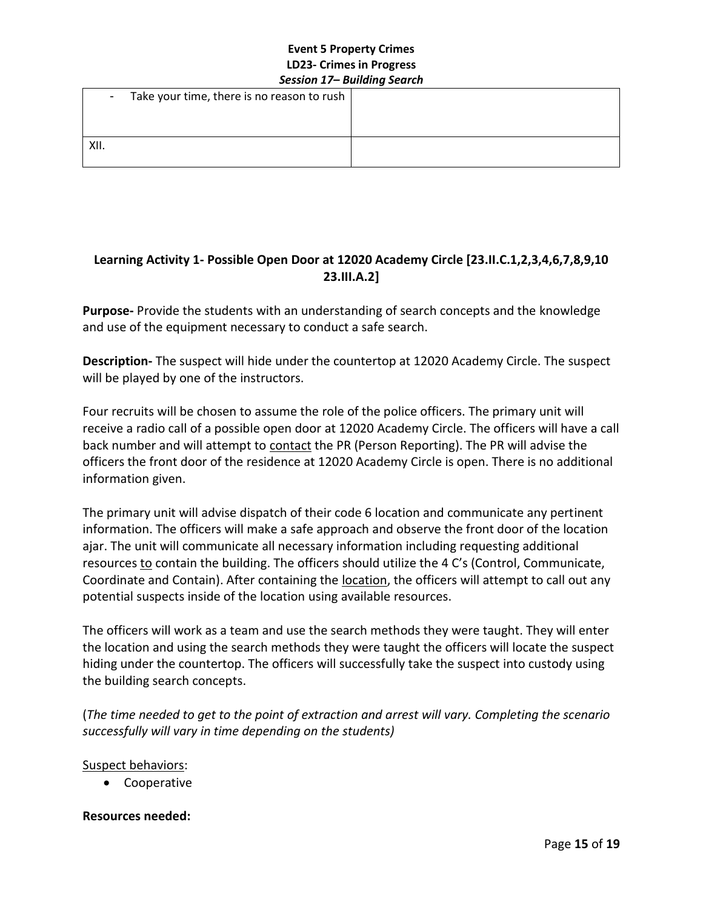| - Take your time, there is no reason to rush | |
|---|---|
| XII. | |

**Learning Activity 1- Possible Open Door at 12020 Academy Circle [23.II.C.1,2,3,4,6,7,8,9,10 23.III.A.2]**

**Purpose-** Provide the students with an understanding of search concepts and the knowledge and use of the equipment necessary to conduct a safe search.

**Description-** The suspect will hide under the countertop at 12020 Academy Circle. The suspect will be played by one of the instructors.

Four recruits will be chosen to assume the role of the police officers. The primary unit will receive a radio call of a possible open door at 12020 Academy Circle. The officers will have a call back number and will attempt to contact the PR (Person Reporting). The PR will advise the officers the front door of the residence at 12020 Academy Circle is open. There is no additional information given.

The primary unit will advise dispatch of their code 6 location and communicate any pertinent information. The officers will make a safe approach and observe the front door of the location ajar. The unit will communicate all necessary information including requesting additional resources to contain the building. The officers should utilize the 4 C's (Control, Communicate, Coordinate and Contain). After containing the location, the officers will attempt to call out any potential suspects inside of the location using available resources.

The officers will work as a team and use the search methods they were taught. They will enter the location and using the search methods they were taught the officers will locate the suspect hiding under the countertop. The officers will successfully take the suspect into custody using the building search concepts.

(*The time needed to get to the point of extraction and arrest will vary. Completing the scenario successfully will vary in time depending on the students)*

Suspect behaviors:

- Cooperative

**Resources needed:**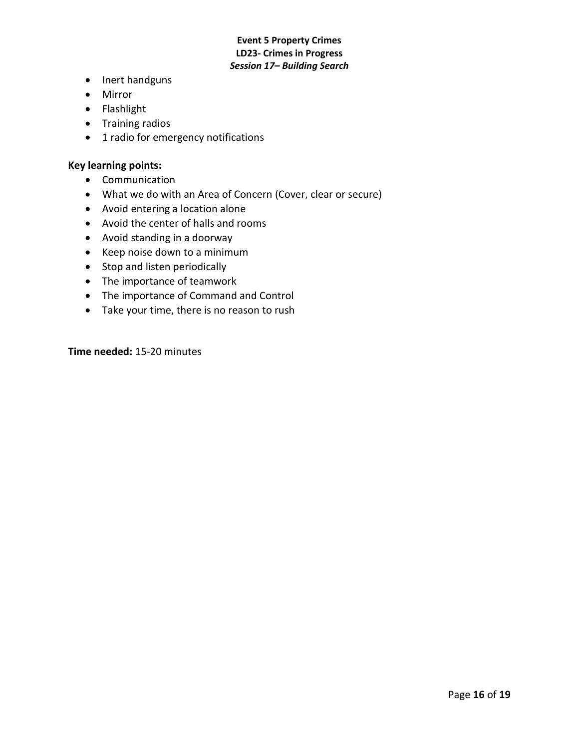- Inert handguns
- Mirror
- Flashlight
- Training radios
- 1 radio for emergency notifications

**Key learning points:**

- Communication
- What we do with an Area of Concern (Cover, clear or secure)
- Avoid entering a location alone
- Avoid the center of halls and rooms
- Avoid standing in a doorway
- Keep noise down to a minimum
- Stop and listen periodically
- The importance of teamwork
- The importance of Command and Control
- Take your time, there is no reason to rush

**Time needed:** 15-20 minutes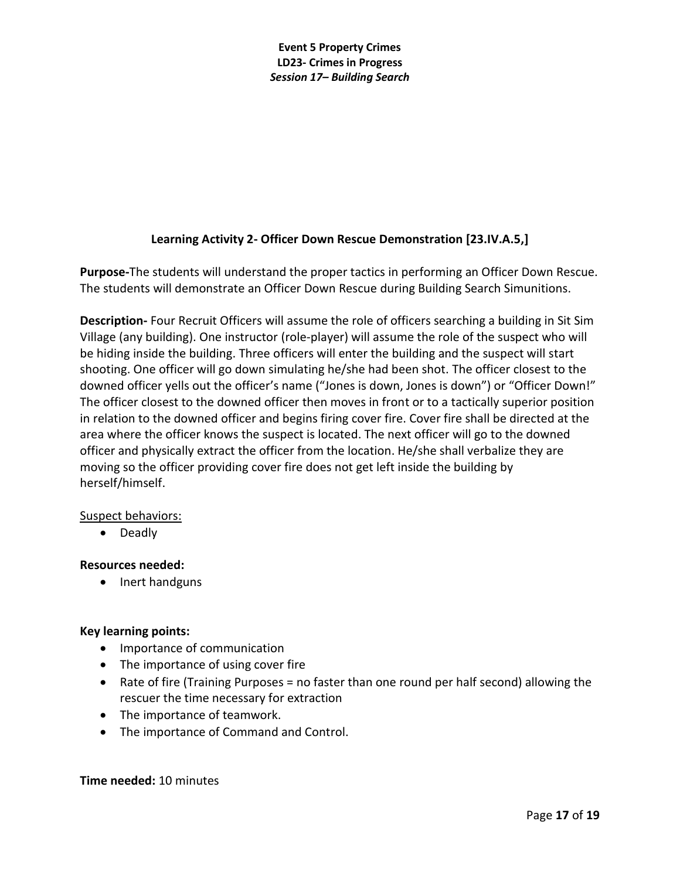## Learning Activity 2- Officer Down Rescue Demonstration [23.IV.A.5,]

**Purpose-**The students will understand the proper tactics in performing an Officer Down Rescue. The students will demonstrate an Officer Down Rescue during Building Search Simunitions.

**Description-** Four Recruit Officers will assume the role of officers searching a building in Sit Sim Village (any building). One instructor (role-player) will assume the role of the suspect who will be hiding inside the building. Three officers will enter the building and the suspect will start shooting. One officer will go down simulating he/she had been shot. The officer closest to the downed officer yells out the officer's name ("Jones is down, Jones is down") or "Officer Down!" The officer closest to the downed officer then moves in front or to a tactically superior position in relation to the downed officer and begins firing cover fire. Cover fire shall be directed at the area where the officer knows the suspect is located. The next officer will go to the downed officer and physically extract the officer from the location. He/she shall verbalize they are moving so the officer providing cover fire does not get left inside the building by herself/himself.

Suspect behaviors:

- Deadly

**Resources needed:**

- Inert handguns

**Key learning points:**

- Importance of communication
- The importance of using cover fire
- Rate of fire (Training Purposes = no faster than one round per half second) allowing the rescuer the time necessary for extraction
- The importance of teamwork.
- The importance of Command and Control.

**Time needed:** 10 minutes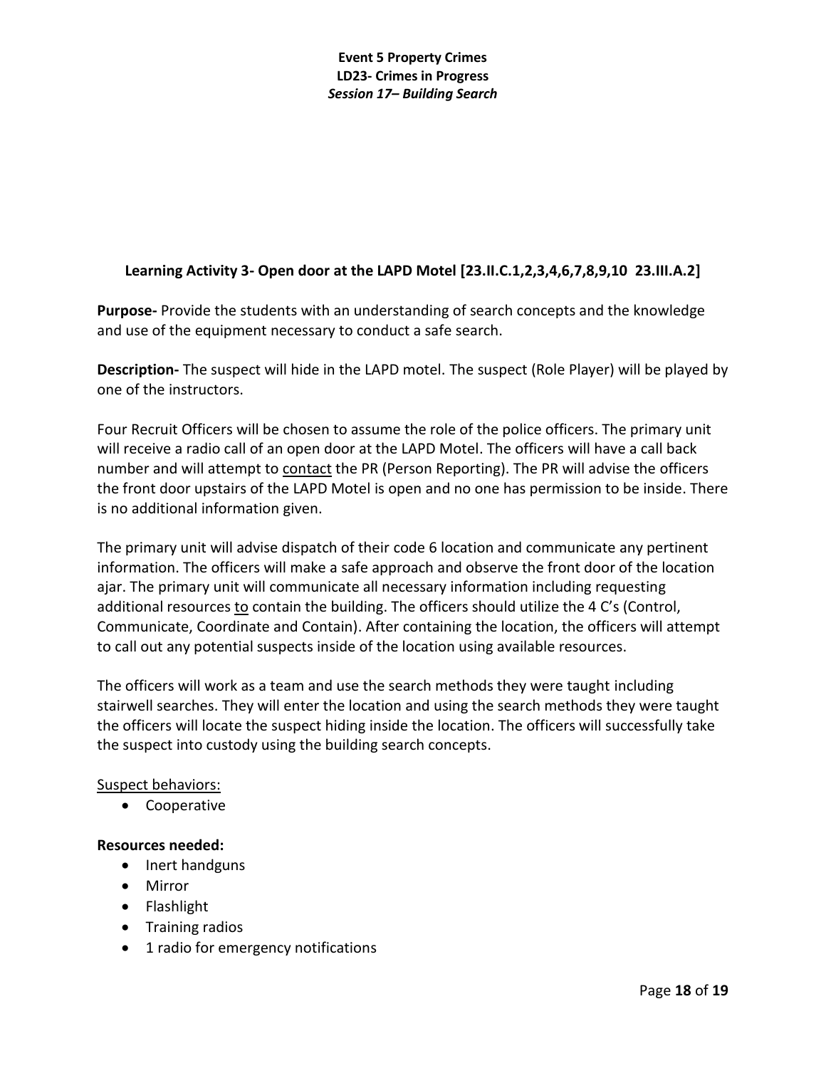### Learning Activity 3- Open door at the LAPD Motel [23.II.C.1,2,3,4,6,7,8,9,10 23.III.A.2]

**Purpose-** Provide the students with an understanding of search concepts and the knowledge and use of the equipment necessary to conduct a safe search.

**Description-** The suspect will hide in the LAPD motel. The suspect (Role Player) will be played by one of the instructors.

Four Recruit Officers will be chosen to assume the role of the police officers. The primary unit will receive a radio call of an open door at the LAPD Motel. The officers will have a call back number and will attempt to contact the PR (Person Reporting). The PR will advise the officers the front door upstairs of the LAPD Motel is open and no one has permission to be inside. There is no additional information given.

The primary unit will advise dispatch of their code 6 location and communicate any pertinent information. The officers will make a safe approach and observe the front door of the location ajar. The primary unit will communicate all necessary information including requesting additional resources to contain the building. The officers should utilize the 4 C's (Control, Communicate, Coordinate and Contain). After containing the location, the officers will attempt to call out any potential suspects inside of the location using available resources.

The officers will work as a team and use the search methods they were taught including stairwell searches. They will enter the location and using the search methods they were taught the officers will locate the suspect hiding inside the location. The officers will successfully take the suspect into custody using the building search concepts.

Suspect behaviors:

- Cooperative

**Resources needed:**

- Inert handguns
- Mirror
- Flashlight
- Training radios
- 1 radio for emergency notifications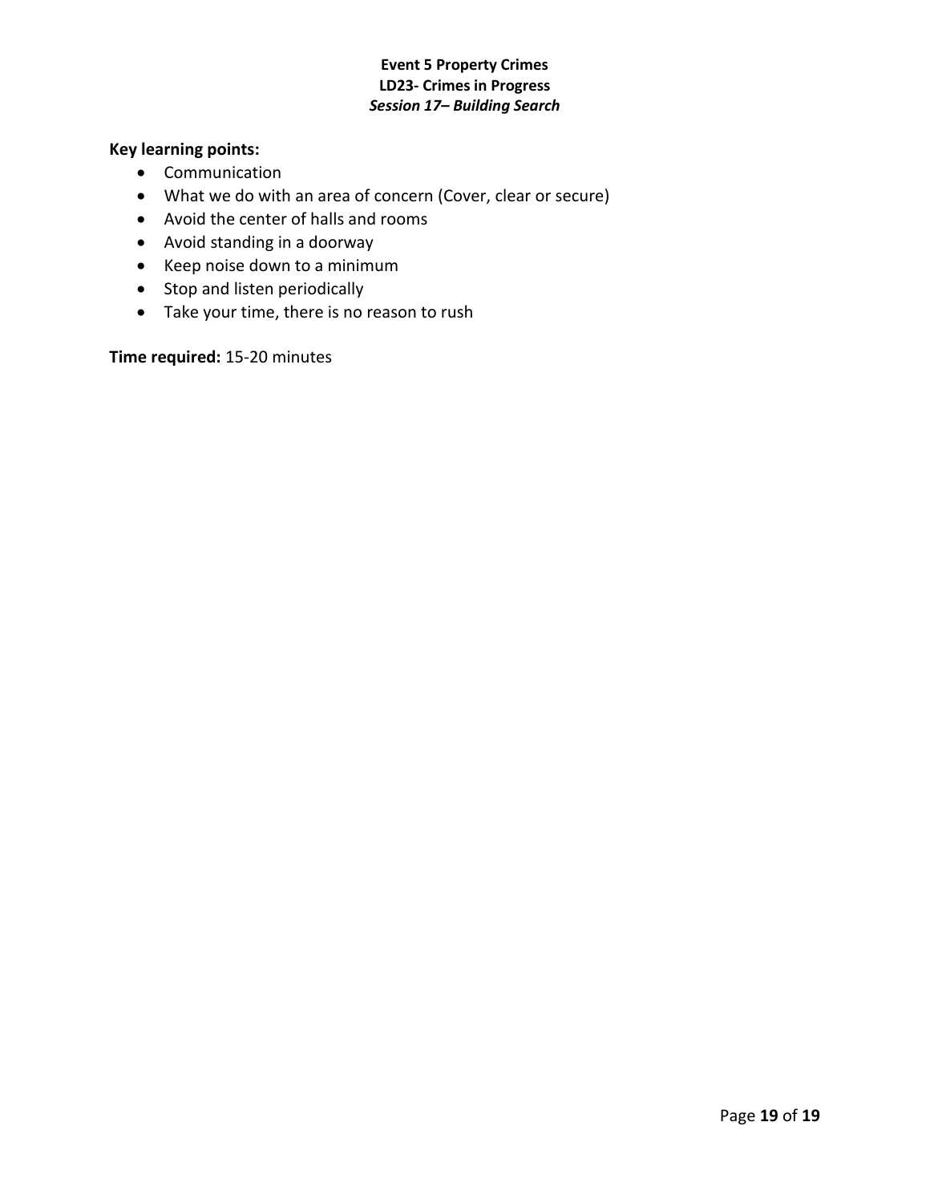**Event 5 Property Crimes**
**LD23- Crimes in Progress**
***Session 17– Building Search***

**Key learning points:**

- Communication
- What we do with an area of concern (Cover, clear or secure)
- Avoid the center of halls and rooms
- Avoid standing in a doorway
- Keep noise down to a minimum
- Stop and listen periodically
- Take your time, there is no reason to rush

**Time required:** 15-20 minutes